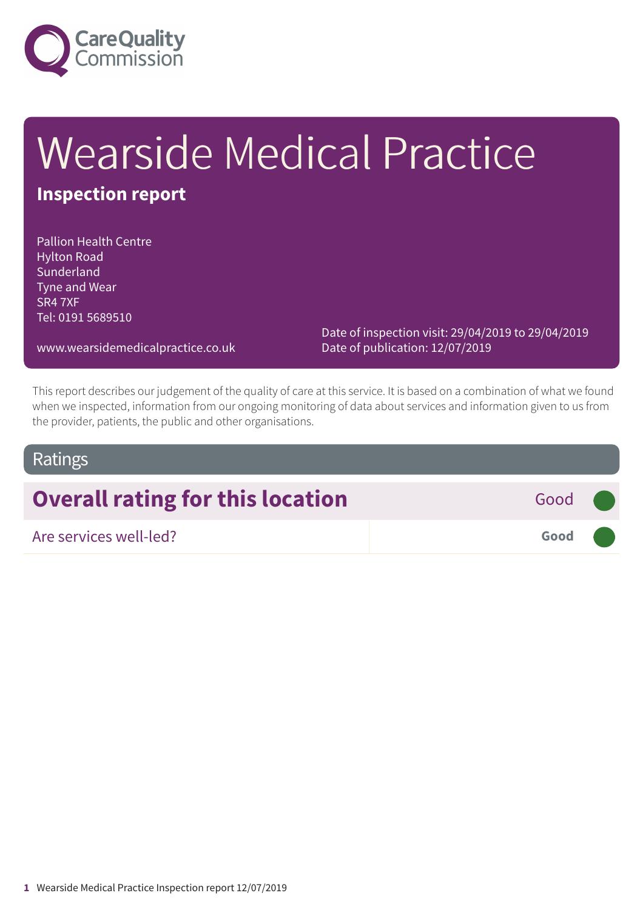Care Quality Commission

# Wearside Medical Practice

## Inspection report

Pallion Health Centre
Hylton Road
Sunderland
Tyne and Wear
SR4 7XF
Tel: 0191 5689510

www.wearsidemedicalpractice.co.uk

Date of inspection visit: 29/04/2019 to 29/04/2019
Date of publication: 12/07/2019

This report describes our judgement of the quality of care at this service. It is based on a combination of what we found when we inspected, information from our ongoing monitoring of data about services and information given to us from the provider, patients, the public and other organisations.

## Ratings

| **Overall rating for this location** | Good |
|---|---|
| Are services well-led? | **Good** |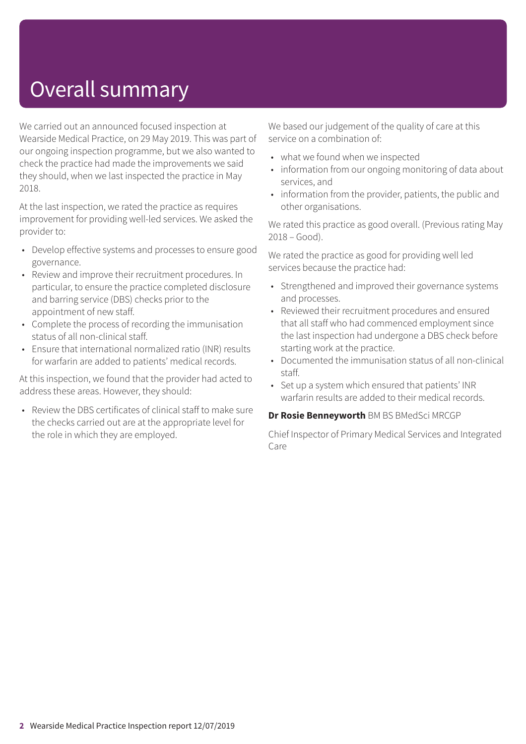# Overall summary

We carried out an announced focused inspection at Wearside Medical Practice, on 29 May 2019. This was part of our ongoing inspection programme, but we also wanted to check the practice had made the improvements we said they should, when we last inspected the practice in May 2018.

At the last inspection, we rated the practice as requires improvement for providing well-led services. We asked the provider to:

- Develop effective systems and processes to ensure good governance.
- Review and improve their recruitment procedures. In particular, to ensure the practice completed disclosure and barring service (DBS) checks prior to the appointment of new staff.
- Complete the process of recording the immunisation status of all non-clinical staff.
- Ensure that international normalized ratio (INR) results for warfarin are added to patients' medical records.

At this inspection, we found that the provider had acted to address these areas. However, they should:

- Review the DBS certificates of clinical staff to make sure the checks carried out are at the appropriate level for the role in which they are employed.

We based our judgement of the quality of care at this service on a combination of:

- what we found when we inspected
- information from our ongoing monitoring of data about services, and
- information from the provider, patients, the public and other organisations.

We rated this practice as good overall. (Previous rating May 2018 – Good).

We rated the practice as good for providing well led services because the practice had:

- Strengthened and improved their governance systems and processes.
- Reviewed their recruitment procedures and ensured that all staff who had commenced employment since the last inspection had undergone a DBS check before starting work at the practice.
- Documented the immunisation status of all non-clinical staff.
- Set up a system which ensured that patients' INR warfarin results are added to their medical records.

**Dr Rosie Benneyworth** BM BS BMedSci MRCGP

Chief Inspector of Primary Medical Services and Integrated Care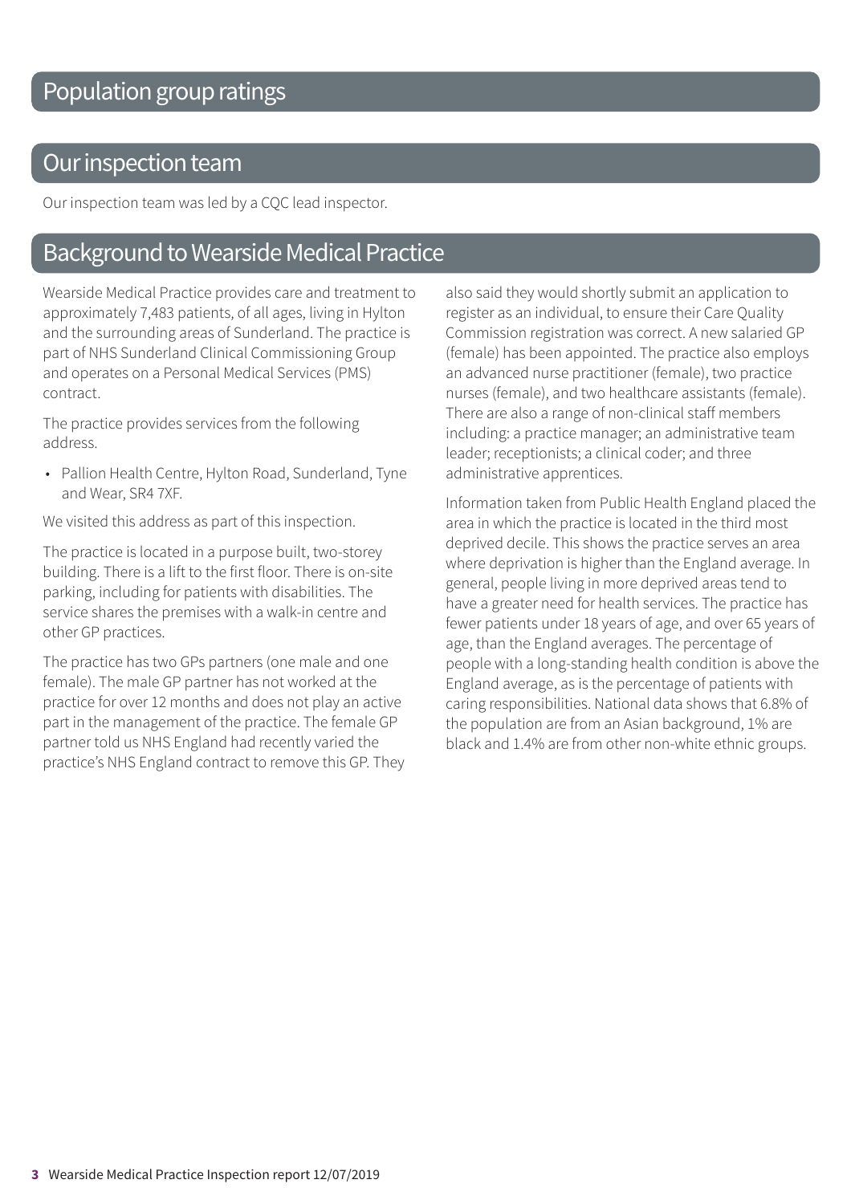## Population group ratings

## Our inspection team

Our inspection team was led by a CQC lead inspector.

## Background to Wearside Medical Practice

Wearside Medical Practice provides care and treatment to approximately 7,483 patients, of all ages, living in Hylton and the surrounding areas of Sunderland. The practice is part of NHS Sunderland Clinical Commissioning Group and operates on a Personal Medical Services (PMS) contract.

The practice provides services from the following address.

- Pallion Health Centre, Hylton Road, Sunderland, Tyne and Wear, SR4 7XF.

We visited this address as part of this inspection.

The practice is located in a purpose built, two-storey building. There is a lift to the first floor. There is on-site parking, including for patients with disabilities. The service shares the premises with a walk-in centre and other GP practices.

The practice has two GPs partners (one male and one female). The male GP partner has not worked at the practice for over 12 months and does not play an active part in the management of the practice. The female GP partner told us NHS England had recently varied the practice's NHS England contract to remove this GP. They also said they would shortly submit an application to register as an individual, to ensure their Care Quality Commission registration was correct. A new salaried GP (female) has been appointed. The practice also employs an advanced nurse practitioner (female), two practice nurses (female), and two healthcare assistants (female). There are also a range of non-clinical staff members including: a practice manager; an administrative team leader; receptionists; a clinical coder; and three administrative apprentices.

Information taken from Public Health England placed the area in which the practice is located in the third most deprived decile. This shows the practice serves an area where deprivation is higher than the England average. In general, people living in more deprived areas tend to have a greater need for health services. The practice has fewer patients under 18 years of age, and over 65 years of age, than the England averages. The percentage of people with a long-standing health condition is above the England average, as is the percentage of patients with caring responsibilities. National data shows that 6.8% of the population are from an Asian background, 1% are black and 1.4% are from other non-white ethnic groups.